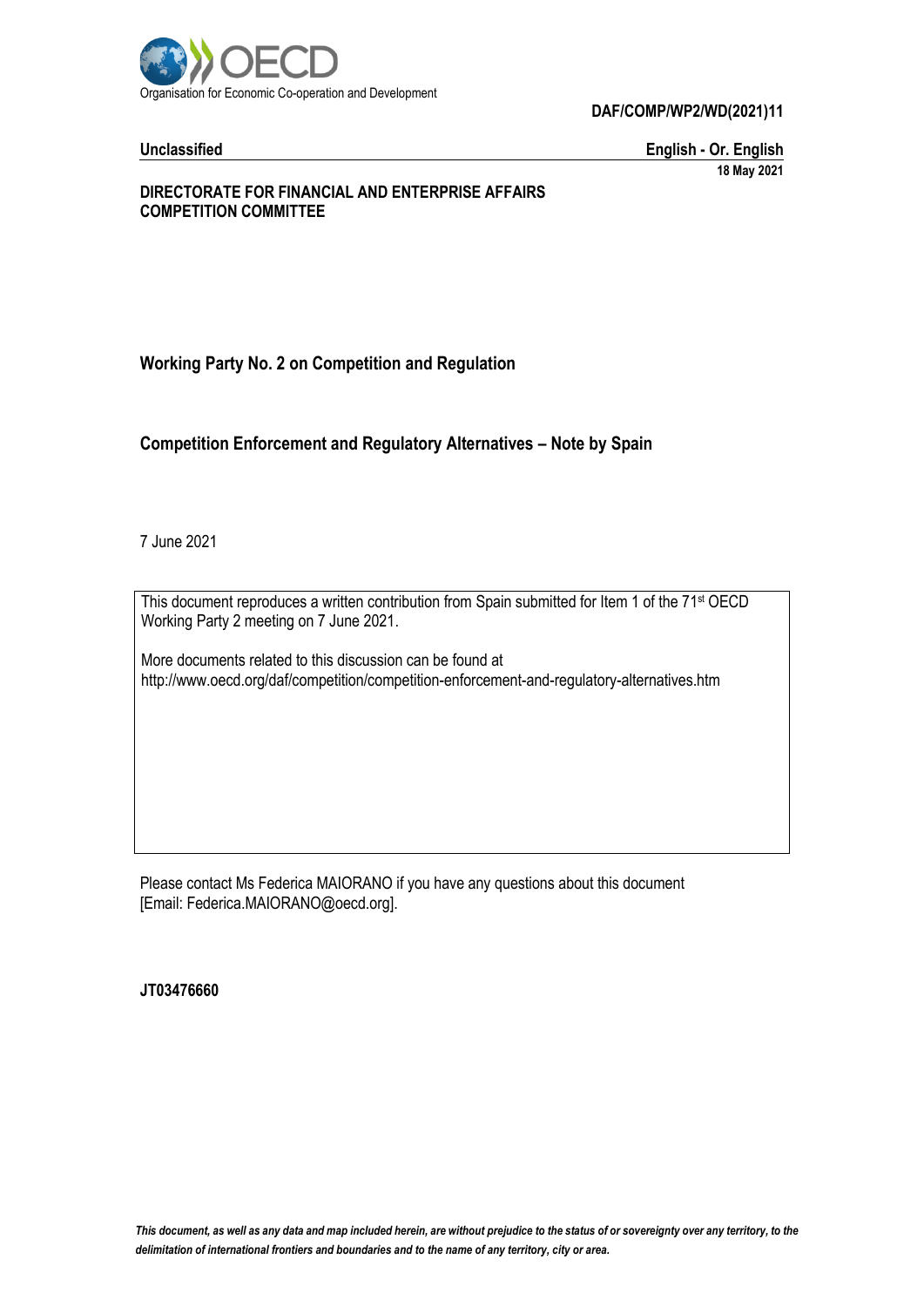Organisation for Economic Co-operation and Development

**DAF/COMP/WP2/WD(2021)11**

**Unclassified** | **English - Or. English**

**18 May 2021**

**DIRECTORATE FOR FINANCIAL AND ENTERPRISE AFFAIRS**
**COMPETITION COMMITTEE**

## Working Party No. 2 on Competition and Regulation

## Competition Enforcement and Regulatory Alternatives – Note by Spain

7 June 2021

This document reproduces a written contribution from Spain submitted for Item 1 of the 71st OECD Working Party 2 meeting on 7 June 2021.

More documents related to this discussion can be found at
http://www.oecd.org/daf/competition/competition-enforcement-and-regulatory-alternatives.htm

Please contact Ms Federica MAIORANO if you have any questions about this document [Email: Federica.MAIORANO@oecd.org].

**JT03476660**

*This document, as well as any data and map included herein, are without prejudice to the status of or sovereignty over any territory, to the delimitation of international frontiers and boundaries and to the name of any territory, city or area.*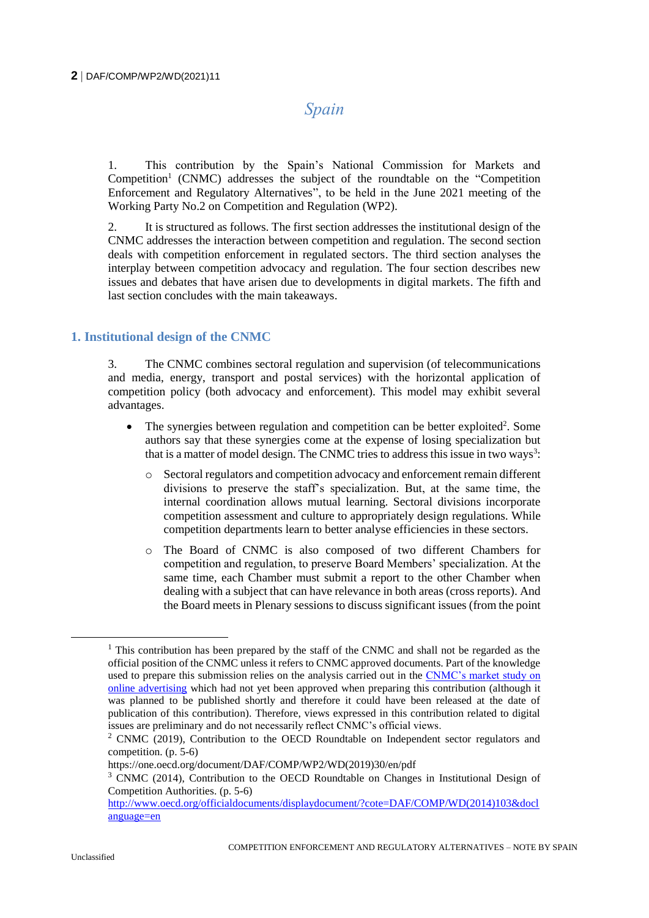# Spain

1. This contribution by the Spain's National Commission for Markets and Competition[1] (CNMC) addresses the subject of the roundtable on the "Competition Enforcement and Regulatory Alternatives", to be held in the June 2021 meeting of the Working Party No.2 on Competition and Regulation (WP2).

2. It is structured as follows. The first section addresses the institutional design of the CNMC addresses the interaction between competition and regulation. The second section deals with competition enforcement in regulated sectors. The third section analyses the interplay between competition advocacy and regulation. The four section describes new issues and debates that have arisen due to developments in digital markets. The fifth and last section concludes with the main takeaways.

## 1. Institutional design of the CNMC

3. The CNMC combines sectoral regulation and supervision (of telecommunications and media, energy, transport and postal services) with the horizontal application of competition policy (both advocacy and enforcement). This model may exhibit several advantages.

- The synergies between regulation and competition can be better exploited[2]. Some authors say that these synergies come at the expense of losing specialization but that is a matter of model design. The CNMC tries to address this issue in two ways[3]:
  - Sectoral regulators and competition advocacy and enforcement remain different divisions to preserve the staff's specialization. But, at the same time, the internal coordination allows mutual learning. Sectoral divisions incorporate competition assessment and culture to appropriately design regulations. While competition departments learn to better analyse efficiencies in these sectors.
  - The Board of CNMC is also composed of two different Chambers for competition and regulation, to preserve Board Members' specialization. At the same time, each Chamber must submit a report to the other Chamber when dealing with a subject that can have relevance in both areas (cross reports). And the Board meets in Plenary sessions to discuss significant issues (from the point

---

[1] This contribution has been prepared by the staff of the CNMC and shall not be regarded as the official position of the CNMC unless it refers to CNMC approved documents. Part of the knowledge used to prepare this submission relies on the analysis carried out in the [CNMC's market study on online advertising](#) which had not yet been approved when preparing this contribution (although it was planned to be published shortly and therefore it could have been released at the date of publication of this contribution). Therefore, views expressed in this contribution related to digital issues are preliminary and do not necessarily reflect CNMC's official views.

[2] CNMC (2019), Contribution to the OECD Roundtable on Independent sector regulators and competition. (p. 5-6) https://one.oecd.org/document/DAF/COMP/WP2/WD(2019)30/en/pdf

[3] CNMC (2014), Contribution to the OECD Roundtable on Changes in Institutional Design of Competition Authorities. (p. 5-6) [http://www.oecd.org/officialdocuments/displaydocument/?cote=DAF/COMP/WD(2014)103&doclanguage=en](http://www.oecd.org/officialdocuments/displaydocument/?cote=DAF/COMP/WD(2014)103&doclanguage=en)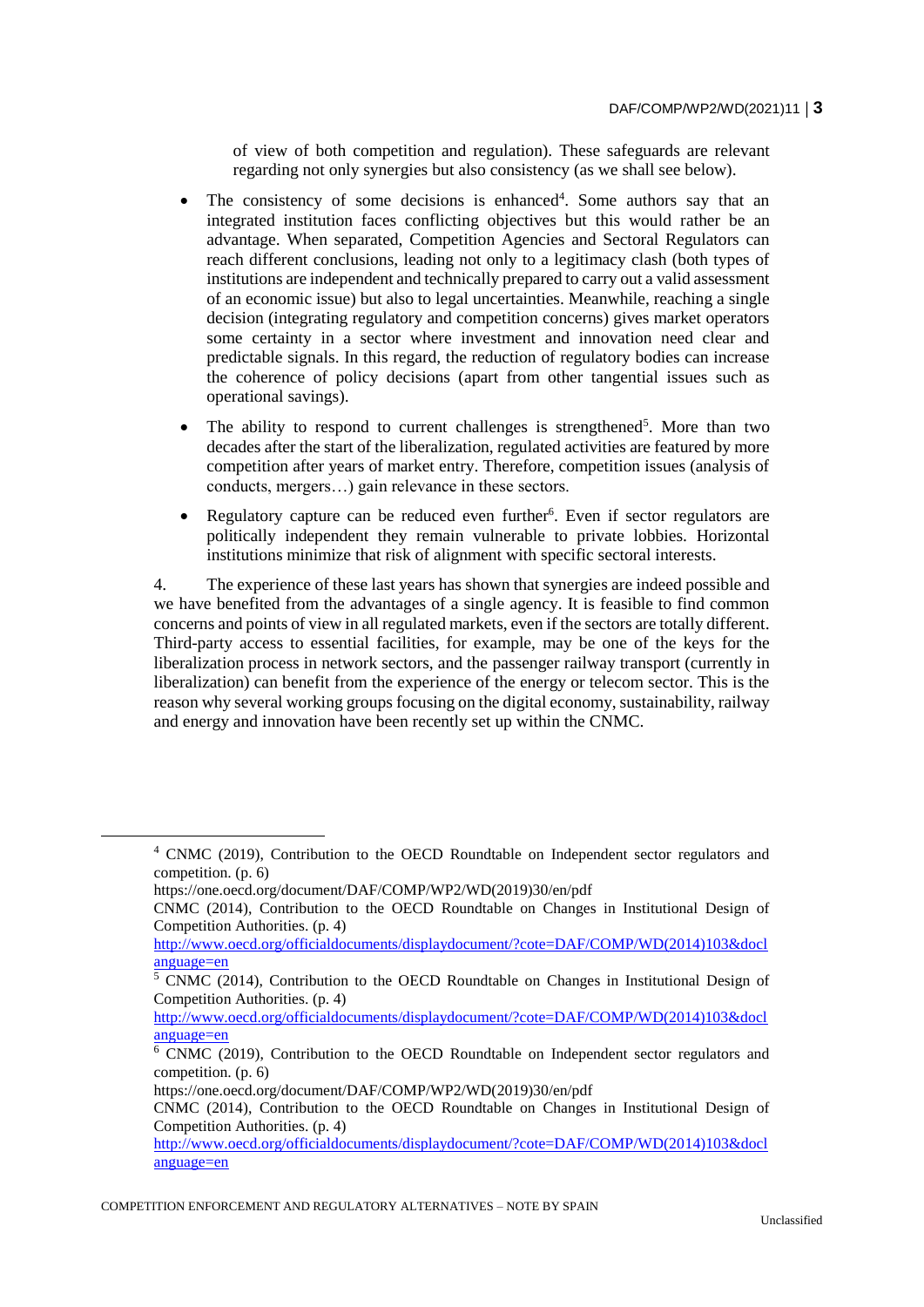of view of both competition and regulation). These safeguards are relevant regarding not only synergies but also consistency (as we shall see below).

- The consistency of some decisions is enhanced[4]. Some authors say that an integrated institution faces conflicting objectives but this would rather be an advantage. When separated, Competition Agencies and Sectoral Regulators can reach different conclusions, leading not only to a legitimacy clash (both types of institutions are independent and technically prepared to carry out a valid assessment of an economic issue) but also to legal uncertainties. Meanwhile, reaching a single decision (integrating regulatory and competition concerns) gives market operators some certainty in a sector where investment and innovation need clear and predictable signals. In this regard, the reduction of regulatory bodies can increase the coherence of policy decisions (apart from other tangential issues such as operational savings).
- The ability to respond to current challenges is strengthened[5]. More than two decades after the start of the liberalization, regulated activities are featured by more competition after years of market entry. Therefore, competition issues (analysis of conducts, mergers…) gain relevance in these sectors.
- Regulatory capture can be reduced even further[6]. Even if sector regulators are politically independent they remain vulnerable to private lobbies. Horizontal institutions minimize that risk of alignment with specific sectoral interests.

4. The experience of these last years has shown that synergies are indeed possible and we have benefited from the advantages of a single agency. It is feasible to find common concerns and points of view in all regulated markets, even if the sectors are totally different. Third-party access to essential facilities, for example, may be one of the keys for the liberalization process in network sectors, and the passenger railway transport (currently in liberalization) can benefit from the experience of the energy or telecom sector. This is the reason why several working groups focusing on the digital economy, sustainability, railway and energy and innovation have been recently set up within the CNMC.

---

[4] CNMC (2019), Contribution to the OECD Roundtable on Independent sector regulators and competition. (p. 6)
https://one.oecd.org/document/DAF/COMP/WP2/WD(2019)30/en/pdf
CNMC (2014), Contribution to the OECD Roundtable on Changes in Institutional Design of Competition Authorities. (p. 4)
http://www.oecd.org/officialdocuments/displaydocument/?cote=DAF/COMP/WD(2014)103&doclanguage=en

[5] CNMC (2014), Contribution to the OECD Roundtable on Changes in Institutional Design of Competition Authorities. (p. 4)
http://www.oecd.org/officialdocuments/displaydocument/?cote=DAF/COMP/WD(2014)103&doclanguage=en

[6] CNMC (2019), Contribution to the OECD Roundtable on Independent sector regulators and competition. (p. 6)
https://one.oecd.org/document/DAF/COMP/WP2/WD(2019)30/en/pdf
CNMC (2014), Contribution to the OECD Roundtable on Changes in Institutional Design of Competition Authorities. (p. 4)
http://www.oecd.org/officialdocuments/displaydocument/?cote=DAF/COMP/WD(2014)103&doclanguage=en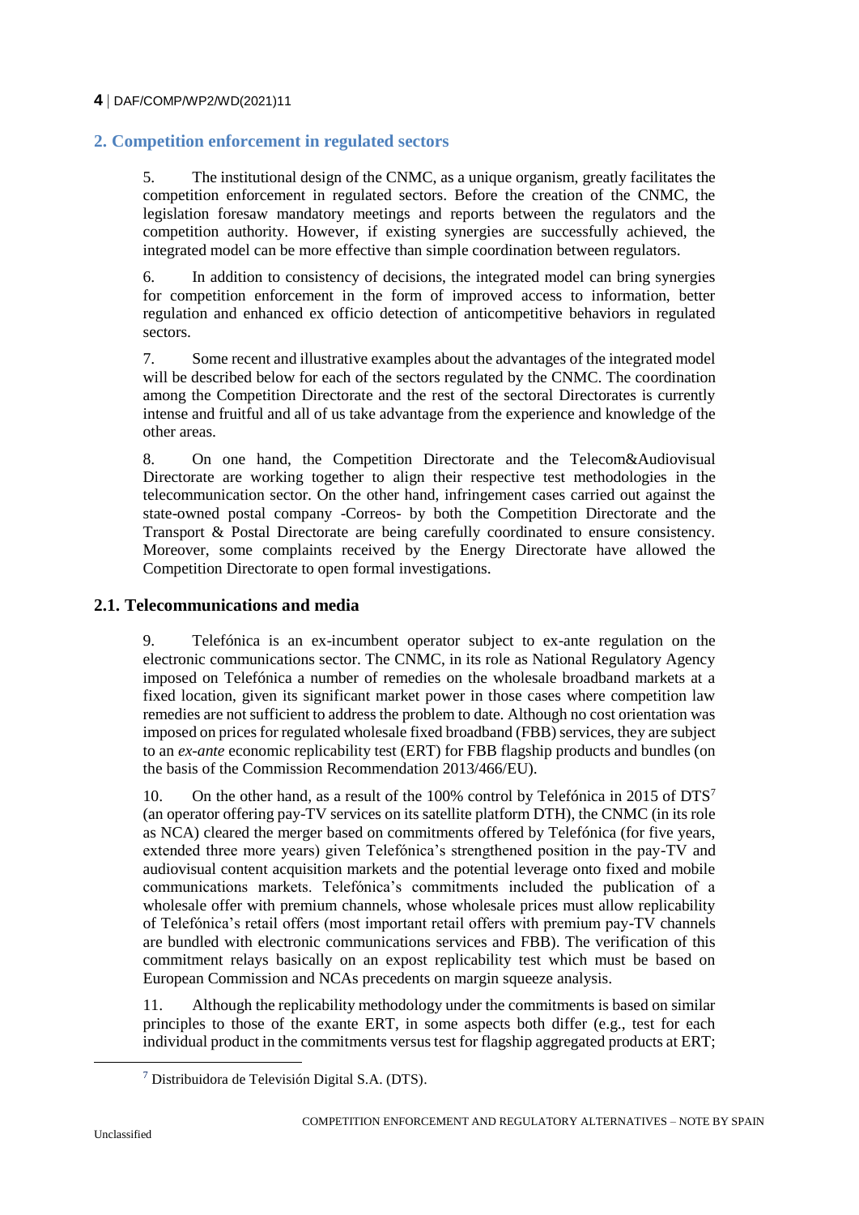## 2. Competition enforcement in regulated sectors

5. The institutional design of the CNMC, as a unique organism, greatly facilitates the competition enforcement in regulated sectors. Before the creation of the CNMC, the legislation foresaw mandatory meetings and reports between the regulators and the competition authority. However, if existing synergies are successfully achieved, the integrated model can be more effective than simple coordination between regulators.

6. In addition to consistency of decisions, the integrated model can bring synergies for competition enforcement in the form of improved access to information, better regulation and enhanced ex officio detection of anticompetitive behaviors in regulated sectors.

7. Some recent and illustrative examples about the advantages of the integrated model will be described below for each of the sectors regulated by the CNMC. The coordination among the Competition Directorate and the rest of the sectoral Directorates is currently intense and fruitful and all of us take advantage from the experience and knowledge of the other areas.

8. On one hand, the Competition Directorate and the Telecom&Audiovisual Directorate are working together to align their respective test methodologies in the telecommunication sector. On the other hand, infringement cases carried out against the state-owned postal company -Correos- by both the Competition Directorate and the Transport & Postal Directorate are being carefully coordinated to ensure consistency. Moreover, some complaints received by the Energy Directorate have allowed the Competition Directorate to open formal investigations.

### 2.1. Telecommunications and media

9. Telefónica is an ex-incumbent operator subject to ex-ante regulation on the electronic communications sector. The CNMC, in its role as National Regulatory Agency imposed on Telefónica a number of remedies on the wholesale broadband markets at a fixed location, given its significant market power in those cases where competition law remedies are not sufficient to address the problem to date. Although no cost orientation was imposed on prices for regulated wholesale fixed broadband (FBB) services, they are subject to an *ex-ante* economic replicability test (ERT) for FBB flagship products and bundles (on the basis of the Commission Recommendation 2013/466/EU).

10. On the other hand, as a result of the 100% control by Telefónica in 2015 of DTS[7] (an operator offering pay-TV services on its satellite platform DTH), the CNMC (in its role as NCA) cleared the merger based on commitments offered by Telefónica (for five years, extended three more years) given Telefónica's strengthened position in the pay-TV and audiovisual content acquisition markets and the potential leverage onto fixed and mobile communications markets. Telefónica's commitments included the publication of a wholesale offer with premium channels, whose wholesale prices must allow replicability of Telefónica's retail offers (most important retail offers with premium pay-TV channels are bundled with electronic communications services and FBB). The verification of this commitment relays basically on an expost replicability test which must be based on European Commission and NCAs precedents on margin squeeze analysis.

11. Although the replicability methodology under the commitments is based on similar principles to those of the exante ERT, in some aspects both differ (e.g., test for each individual product in the commitments versus test for flagship aggregated products at ERT;

[7] Distribuidora de Televisión Digital S.A. (DTS).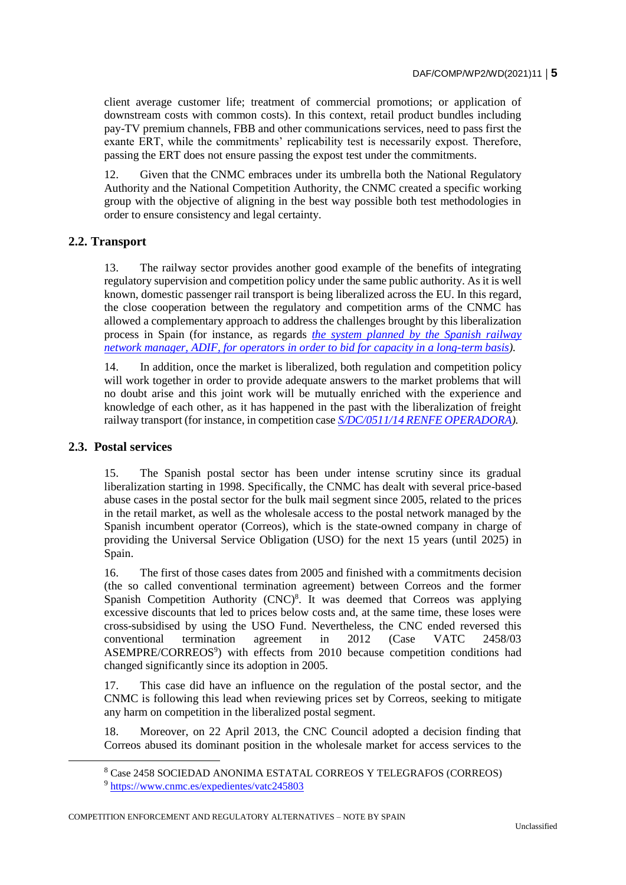client average customer life; treatment of commercial promotions; or application of downstream costs with common costs). In this context, retail product bundles including pay-TV premium channels, FBB and other communications services, need to pass first the exante ERT, while the commitments' replicability test is necessarily expost. Therefore, passing the ERT does not ensure passing the expost test under the commitments.

12. Given that the CNMC embraces under its umbrella both the National Regulatory Authority and the National Competition Authority, the CNMC created a specific working group with the objective of aligning in the best way possible both test methodologies in order to ensure consistency and legal certainty.

### 2.2. Transport

13. The railway sector provides another good example of the benefits of integrating regulatory supervision and competition policy under the same public authority. As it is well known, domestic passenger rail transport is being liberalized across the EU. In this regard, the close cooperation between the regulatory and competition arms of the CNMC has allowed a complementary approach to address the challenges brought by this liberalization process in Spain (for instance, as regards *the system planned by the Spanish railway network manager, ADIF, for operators in order to bid for capacity in a long-term basis).*

14. In addition, once the market is liberalized, both regulation and competition policy will work together in order to provide adequate answers to the market problems that will no doubt arise and this joint work will be mutually enriched with the experience and knowledge of each other, as it has happened in the past with the liberalization of freight railway transport (for instance, in competition case *S/DC/0511/14 RENFE OPERADORA).*

### 2.3. Postal services

15. The Spanish postal sector has been under intense scrutiny since its gradual liberalization starting in 1998. Specifically, the CNMC has dealt with several price-based abuse cases in the postal sector for the bulk mail segment since 2005, related to the prices in the retail market, as well as the wholesale access to the postal network managed by the Spanish incumbent operator (Correos), which is the state-owned company in charge of providing the Universal Service Obligation (USO) for the next 15 years (until 2025) in Spain.

16. The first of those cases dates from 2005 and finished with a commitments decision (the so called conventional termination agreement) between Correos and the former Spanish Competition Authority (CNC)[8]. It was deemed that Correos was applying excessive discounts that led to prices below costs and, at the same time, these loses were cross-subsidised by using the USO Fund. Nevertheless, the CNC ended reversed this conventional termination agreement in 2012 (Case VATC 2458/03 ASEMPRE/CORREOS[9]) with effects from 2010 because competition conditions had changed significantly since its adoption in 2005.

17. This case did have an influence on the regulation of the postal sector, and the CNMC is following this lead when reviewing prices set by Correos, seeking to mitigate any harm on competition in the liberalized postal segment.

18. Moreover, on 22 April 2013, the CNC Council adopted a decision finding that Correos abused its dominant position in the wholesale market for access services to the

[8] Case 2458 SOCIEDAD ANONIMA ESTATAL CORREOS Y TELEGRAFOS (CORREOS)

[9] https://www.cnmc.es/expedientes/vatc245803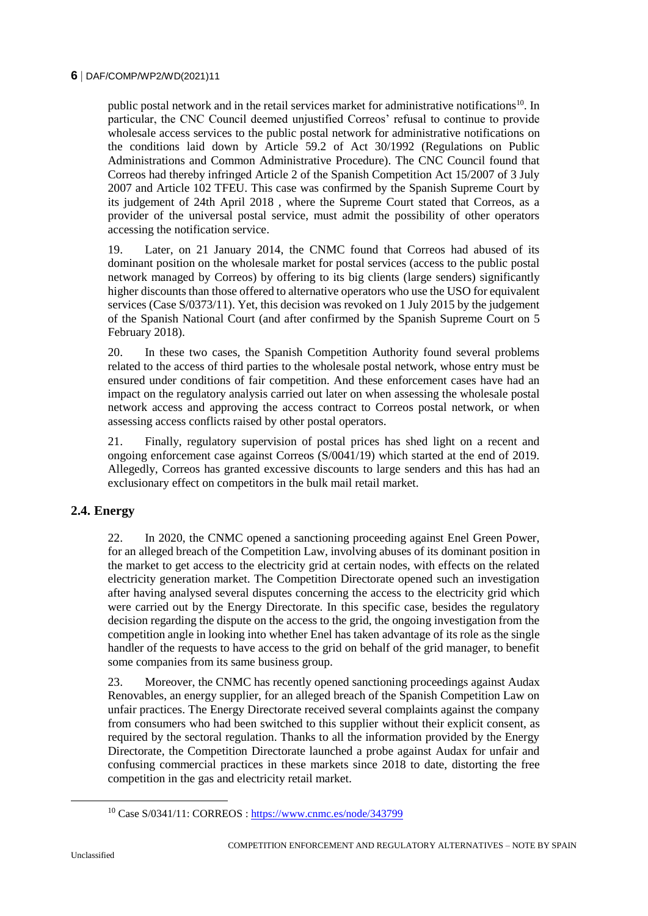public postal network and in the retail services market for administrative notifications[10]. In particular, the CNC Council deemed unjustified Correos' refusal to continue to provide wholesale access services to the public postal network for administrative notifications on the conditions laid down by Article 59.2 of Act 30/1992 (Regulations on Public Administrations and Common Administrative Procedure). The CNC Council found that Correos had thereby infringed Article 2 of the Spanish Competition Act 15/2007 of 3 July 2007 and Article 102 TFEU. This case was confirmed by the Spanish Supreme Court by its judgement of 24th April 2018 , where the Supreme Court stated that Correos, as a provider of the universal postal service, must admit the possibility of other operators accessing the notification service.

19. Later, on 21 January 2014, the CNMC found that Correos had abused of its dominant position on the wholesale market for postal services (access to the public postal network managed by Correos) by offering to its big clients (large senders) significantly higher discounts than those offered to alternative operators who use the USO for equivalent services (Case S/0373/11). Yet, this decision was revoked on 1 July 2015 by the judgement of the Spanish National Court (and after confirmed by the Spanish Supreme Court on 5 February 2018).

20. In these two cases, the Spanish Competition Authority found several problems related to the access of third parties to the wholesale postal network, whose entry must be ensured under conditions of fair competition. And these enforcement cases have had an impact on the regulatory analysis carried out later on when assessing the wholesale postal network access and approving the access contract to Correos postal network, or when assessing access conflicts raised by other postal operators.

21. Finally, regulatory supervision of postal prices has shed light on a recent and ongoing enforcement case against Correos (S/0041/19) which started at the end of 2019. Allegedly, Correos has granted excessive discounts to large senders and this has had an exclusionary effect on competitors in the bulk mail retail market.

## 2.4. Energy

22. In 2020, the CNMC opened a sanctioning proceeding against Enel Green Power, for an alleged breach of the Competition Law, involving abuses of its dominant position in the market to get access to the electricity grid at certain nodes, with effects on the related electricity generation market. The Competition Directorate opened such an investigation after having analysed several disputes concerning the access to the electricity grid which were carried out by the Energy Directorate. In this specific case, besides the regulatory decision regarding the dispute on the access to the grid, the ongoing investigation from the competition angle in looking into whether Enel has taken advantage of its role as the single handler of the requests to have access to the grid on behalf of the grid manager, to benefit some companies from its same business group.

23. Moreover, the CNMC has recently opened sanctioning proceedings against Audax Renovables, an energy supplier, for an alleged breach of the Spanish Competition Law on unfair practices. The Energy Directorate received several complaints against the company from consumers who had been switched to this supplier without their explicit consent, as required by the sectoral regulation. Thanks to all the information provided by the Energy Directorate, the Competition Directorate launched a probe against Audax for unfair and confusing commercial practices in these markets since 2018 to date, distorting the free competition in the gas and electricity retail market.

[10] Case S/0341/11: CORREOS : https://www.cnmc.es/node/343799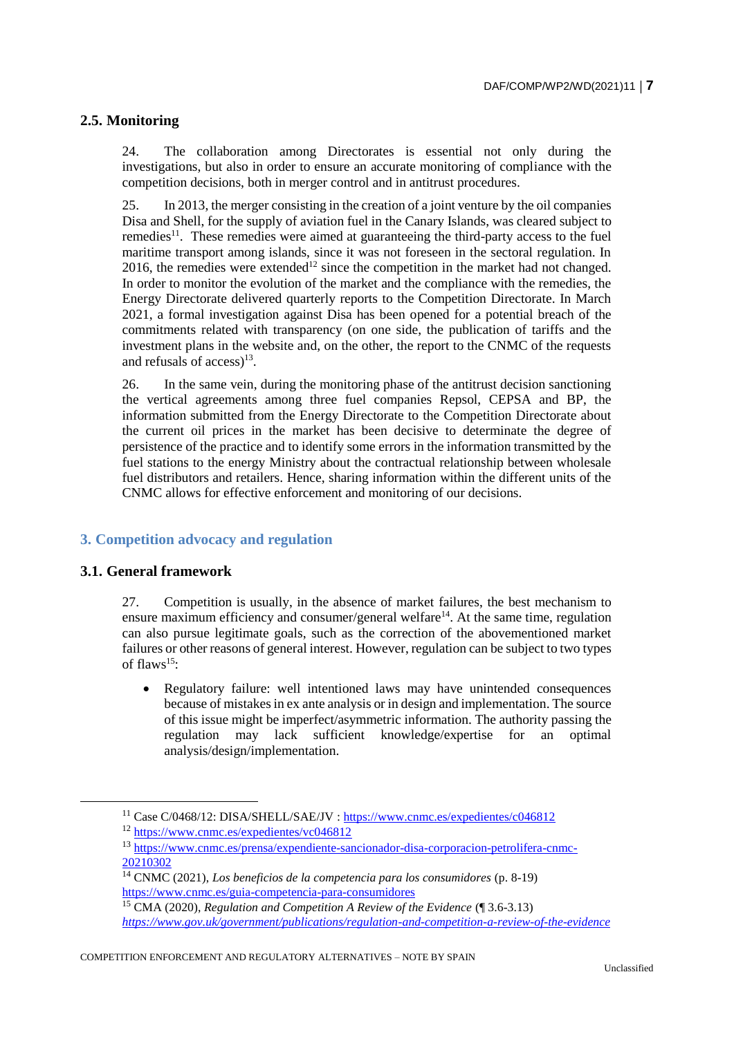## 2.5. Monitoring

24. The collaboration among Directorates is essential not only during the investigations, but also in order to ensure an accurate monitoring of compliance with the competition decisions, both in merger control and in antitrust procedures.

25. In 2013, the merger consisting in the creation of a joint venture by the oil companies Disa and Shell, for the supply of aviation fuel in the Canary Islands, was cleared subject to remedies[11]. These remedies were aimed at guaranteeing the third-party access to the fuel maritime transport among islands, since it was not foreseen in the sectoral regulation. In 2016, the remedies were extended[12] since the competition in the market had not changed. In order to monitor the evolution of the market and the compliance with the remedies, the Energy Directorate delivered quarterly reports to the Competition Directorate. In March 2021, a formal investigation against Disa has been opened for a potential breach of the commitments related with transparency (on one side, the publication of tariffs and the investment plans in the website and, on the other, the report to the CNMC of the requests and refusals of access)[13].

26. In the same vein, during the monitoring phase of the antitrust decision sanctioning the vertical agreements among three fuel companies Repsol, CEPSA and BP, the information submitted from the Energy Directorate to the Competition Directorate about the current oil prices in the market has been decisive to determinate the degree of persistence of the practice and to identify some errors in the information transmitted by the fuel stations to the energy Ministry about the contractual relationship between wholesale fuel distributors and retailers. Hence, sharing information within the different units of the CNMC allows for effective enforcement and monitoring of our decisions.

# 3. Competition advocacy and regulation

## 3.1. General framework

27. Competition is usually, in the absence of market failures, the best mechanism to ensure maximum efficiency and consumer/general welfare[14]. At the same time, regulation can also pursue legitimate goals, such as the correction of the abovementioned market failures or other reasons of general interest. However, regulation can be subject to two types of flaws[15]:

- Regulatory failure: well intentioned laws may have unintended consequences because of mistakes in ex ante analysis or in design and implementation. The source of this issue might be imperfect/asymmetric information. The authority passing the regulation may lack sufficient knowledge/expertise for an optimal analysis/design/implementation.

---

[11] Case C/0468/12: DISA/SHELL/SAE/JV : https://www.cnmc.es/expedientes/c046812

[12] https://www.cnmc.es/expedientes/vc046812

[13] https://www.cnmc.es/prensa/expendiente-sancionador-disa-corporacion-petrolifera-cnmc-20210302

[14] CNMC (2021), *Los beneficios de la competencia para los consumidores* (p. 8-19) https://www.cnmc.es/guia-competencia-para-consumidores

[15] CMA (2020), *Regulation and Competition A Review of the Evidence* (¶ 3.6-3.13) *https://www.gov.uk/government/publications/regulation-and-competition-a-review-of-the-evidence*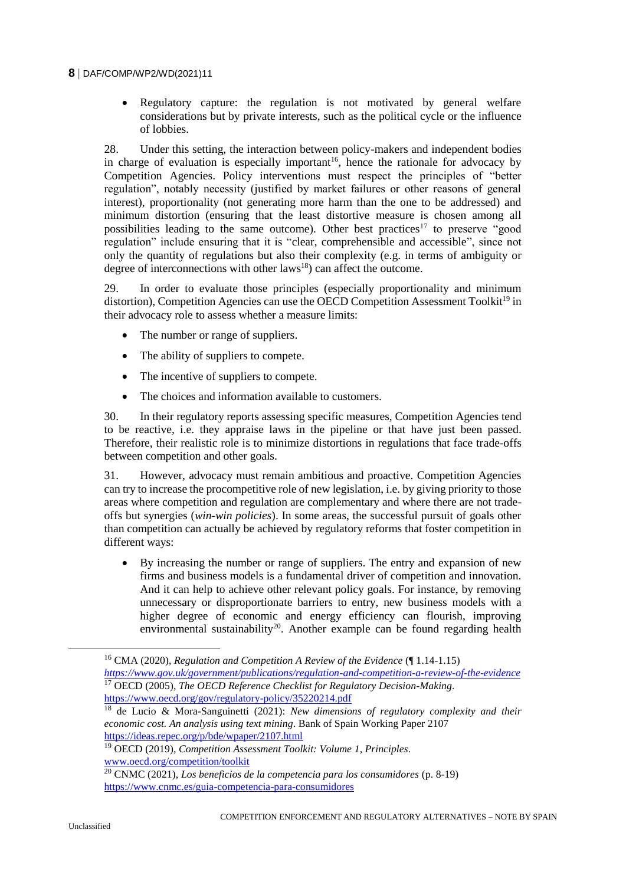- Regulatory capture: the regulation is not motivated by general welfare considerations but by private interests, such as the political cycle or the influence of lobbies.

28. Under this setting, the interaction between policy-makers and independent bodies in charge of evaluation is especially important[16], hence the rationale for advocacy by Competition Agencies. Policy interventions must respect the principles of "better regulation", notably necessity (justified by market failures or other reasons of general interest), proportionality (not generating more harm than the one to be addressed) and minimum distortion (ensuring that the least distortive measure is chosen among all possibilities leading to the same outcome). Other best practices[17] to preserve "good regulation" include ensuring that it is "clear, comprehensible and accessible", since not only the quantity of regulations but also their complexity (e.g. in terms of ambiguity or degree of interconnections with other laws[18]) can affect the outcome.

29. In order to evaluate those principles (especially proportionality and minimum distortion), Competition Agencies can use the OECD Competition Assessment Toolkit[19] in their advocacy role to assess whether a measure limits:

- The number or range of suppliers.
- The ability of suppliers to compete.
- The incentive of suppliers to compete.
- The choices and information available to customers.

30. In their regulatory reports assessing specific measures, Competition Agencies tend to be reactive, i.e. they appraise laws in the pipeline or that have just been passed. Therefore, their realistic role is to minimize distortions in regulations that face trade-offs between competition and other goals.

31. However, advocacy must remain ambitious and proactive. Competition Agencies can try to increase the procompetitive role of new legislation, i.e. by giving priority to those areas where competition and regulation are complementary and where there are not trade-offs but synergies (*win-win policies*). In some areas, the successful pursuit of goals other than competition can actually be achieved by regulatory reforms that foster competition in different ways:

- By increasing the number or range of suppliers. The entry and expansion of new firms and business models is a fundamental driver of competition and innovation. And it can help to achieve other relevant policy goals. For instance, by removing unnecessary or disproportionate barriers to entry, new business models with a higher degree of economic and energy efficiency can flourish, improving environmental sustainability[20]. Another example can be found regarding health

---

[16] CMA (2020), *Regulation and Competition A Review of the Evidence* (¶ 1.14-1.15) *https://www.gov.uk/government/publications/regulation-and-competition-a-review-of-the-evidence*

[17] OECD (2005), *The OECD Reference Checklist for Regulatory Decision-Making*. https://www.oecd.org/gov/regulatory-policy/35220214.pdf

[18] de Lucio & Mora-Sanguinetti (2021): *New dimensions of regulatory complexity and their economic cost. An analysis using text mining*. Bank of Spain Working Paper 2107 https://ideas.repec.org/p/bde/wpaper/2107.html

[19] OECD (2019), *Competition Assessment Toolkit: Volume 1, Principles*. www.oecd.org/competition/toolkit

[20] CNMC (2021), *Los beneficios de la competencia para los consumidores* (p. 8-19) https://www.cnmc.es/guia-competencia-para-consumidores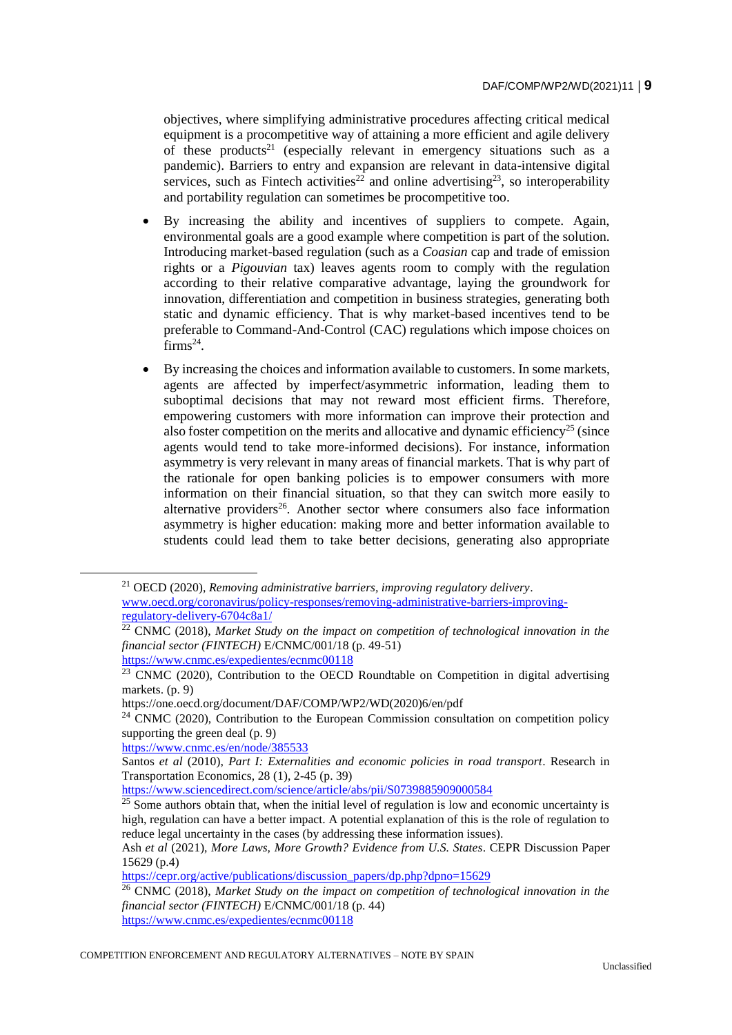objectives, where simplifying administrative procedures affecting critical medical equipment is a procompetitive way of attaining a more efficient and agile delivery of these products[21] (especially relevant in emergency situations such as a pandemic). Barriers to entry and expansion are relevant in data-intensive digital services, such as Fintech activities[22] and online advertising[23], so interoperability and portability regulation can sometimes be procompetitive too.

- By increasing the ability and incentives of suppliers to compete. Again, environmental goals are a good example where competition is part of the solution. Introducing market-based regulation (such as a *Coasian* cap and trade of emission rights or a *Pigouvian* tax) leaves agents room to comply with the regulation according to their relative comparative advantage, laying the groundwork for innovation, differentiation and competition in business strategies, generating both static and dynamic efficiency. That is why market-based incentives tend to be preferable to Command-And-Control (CAC) regulations which impose choices on firms[24].

- By increasing the choices and information available to customers. In some markets, agents are affected by imperfect/asymmetric information, leading them to suboptimal decisions that may not reward most efficient firms. Therefore, empowering customers with more information can improve their protection and also foster competition on the merits and allocative and dynamic efficiency[25] (since agents would tend to take more-informed decisions). For instance, information asymmetry is very relevant in many areas of financial markets. That is why part of the rationale for open banking policies is to empower consumers with more information on their financial situation, so that they can switch more easily to alternative providers[26]. Another sector where consumers also face information asymmetry is higher education: making more and better information available to students could lead them to take better decisions, generating also appropriate

---

[21] OECD (2020), *Removing administrative barriers, improving regulatory delivery*. www.oecd.org/coronavirus/policy-responses/removing-administrative-barriers-improving-regulatory-delivery-6704c8a1/

[22] CNMC (2018), *Market Study on the impact on competition of technological innovation in the financial sector (FINTECH)* E/CNMC/001/18 (p. 49-51) https://www.cnmc.es/expedientes/ecnmc00118

[23] CNMC (2020), Contribution to the OECD Roundtable on Competition in digital advertising markets. (p. 9) https://one.oecd.org/document/DAF/COMP/WP2/WD(2020)6/en/pdf

[24] CNMC (2020), Contribution to the European Commission consultation on competition policy supporting the green deal (p. 9) https://www.cnmc.es/en/node/385533

Santos *et al* (2010), *Part I: Externalities and economic policies in road transport*. Research in Transportation Economics, 28 (1), 2-45 (p. 39) https://www.sciencedirect.com/science/article/abs/pii/S0739885909000584

[25] Some authors obtain that, when the initial level of regulation is low and economic uncertainty is high, regulation can have a better impact. A potential explanation of this is the role of regulation to reduce legal uncertainty in the cases (by addressing these information issues).

Ash *et al* (2021), *More Laws, More Growth? Evidence from U.S. States*. CEPR Discussion Paper 15629 (p.4) https://cepr.org/active/publications/discussion_papers/dp.php?dpno=15629

[26] CNMC (2018), *Market Study on the impact on competition of technological innovation in the financial sector (FINTECH)* E/CNMC/001/18 (p. 44) https://www.cnmc.es/expedientes/ecnmc00118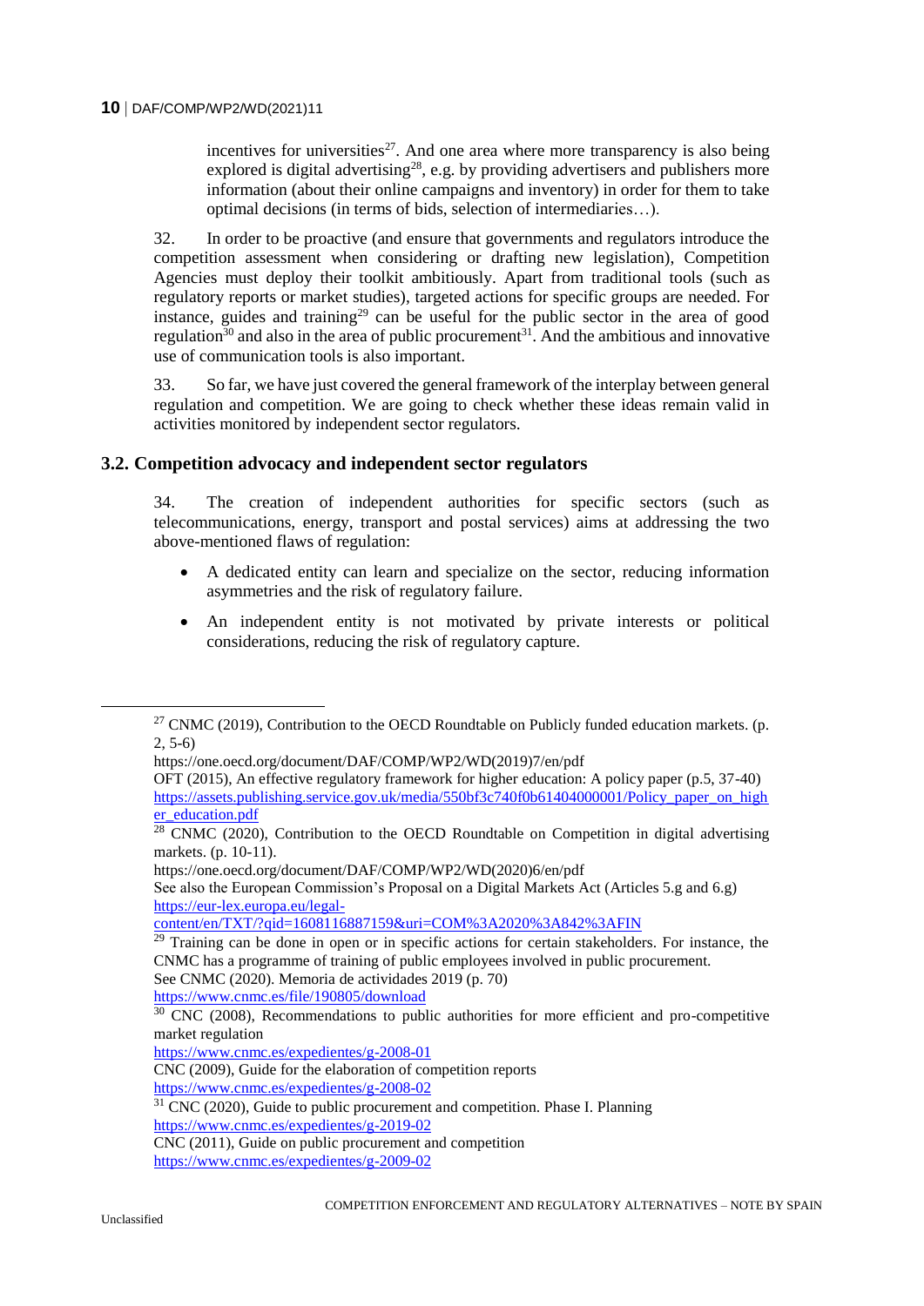incentives for universities[27]. And one area where more transparency is also being explored is digital advertising[28], e.g. by providing advertisers and publishers more information (about their online campaigns and inventory) in order for them to take optimal decisions (in terms of bids, selection of intermediaries…).

32. In order to be proactive (and ensure that governments and regulators introduce the competition assessment when considering or drafting new legislation), Competition Agencies must deploy their toolkit ambitiously. Apart from traditional tools (such as regulatory reports or market studies), targeted actions for specific groups are needed. For instance, guides and training[29] can be useful for the public sector in the area of good regulation[30] and also in the area of public procurement[31]. And the ambitious and innovative use of communication tools is also important.

33. So far, we have just covered the general framework of the interplay between general regulation and competition. We are going to check whether these ideas remain valid in activities monitored by independent sector regulators.

### 3.2. Competition advocacy and independent sector regulators

34. The creation of independent authorities for specific sectors (such as telecommunications, energy, transport and postal services) aims at addressing the two above-mentioned flaws of regulation:

- A dedicated entity can learn and specialize on the sector, reducing information asymmetries and the risk of regulatory failure.
- An independent entity is not motivated by private interests or political considerations, reducing the risk of regulatory capture.

---

[27] CNMC (2019), Contribution to the OECD Roundtable on Publicly funded education markets. (p. 2, 5-6)
https://one.oecd.org/document/DAF/COMP/WP2/WD(2019)7/en/pdf
OFT (2015), An effective regulatory framework for higher education: A policy paper (p.5, 37-40)
https://assets.publishing.service.gov.uk/media/550bf3c740f0b61404000001/Policy_paper_on_higher_education.pdf

[28] CNMC (2020), Contribution to the OECD Roundtable on Competition in digital advertising markets. (p. 10-11).
https://one.oecd.org/document/DAF/COMP/WP2/WD(2020)6/en/pdf
See also the European Commission's Proposal on a Digital Markets Act (Articles 5.g and 6.g)
https://eur-lex.europa.eu/legal-content/en/TXT/?qid=1608116887159&uri=COM%3A2020%3A842%3AFIN

[29] Training can be done in open or in specific actions for certain stakeholders. For instance, the CNMC has a programme of training of public employees involved in public procurement.
See CNMC (2020). Memoria de actividades 2019 (p. 70)
https://www.cnmc.es/file/190805/download

[30] CNC (2008), Recommendations to public authorities for more efficient and pro-competitive market regulation
https://www.cnmc.es/expedientes/g-2008-01
CNC (2009), Guide for the elaboration of competition reports
https://www.cnmc.es/expedientes/g-2008-02

[31] CNC (2020), Guide to public procurement and competition. Phase I. Planning
https://www.cnmc.es/expedientes/g-2019-02
CNC (2011), Guide on public procurement and competition
https://www.cnmc.es/expedientes/g-2009-02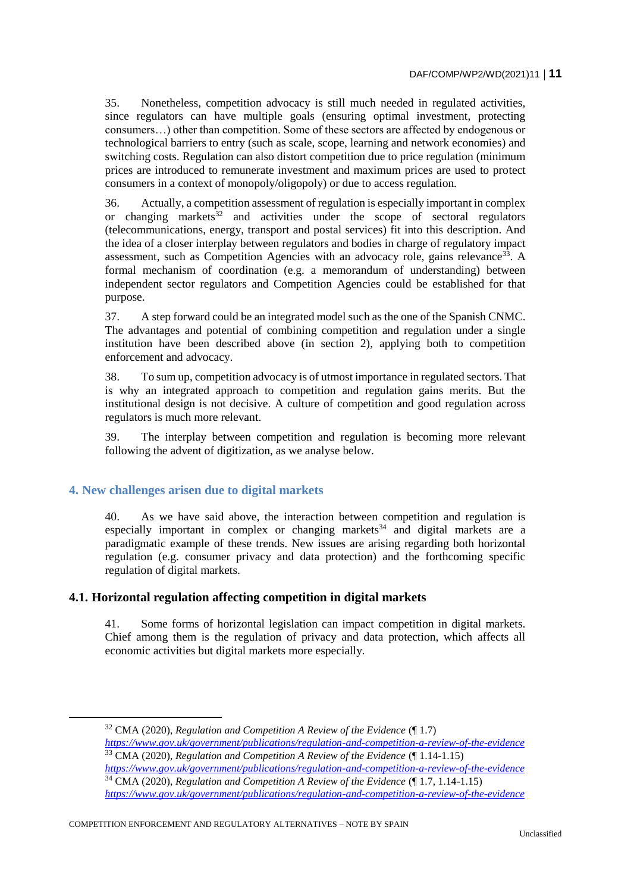35. Nonetheless, competition advocacy is still much needed in regulated activities, since regulators can have multiple goals (ensuring optimal investment, protecting consumers…) other than competition. Some of these sectors are affected by endogenous or technological barriers to entry (such as scale, scope, learning and network economies) and switching costs. Regulation can also distort competition due to price regulation (minimum prices are introduced to remunerate investment and maximum prices are used to protect consumers in a context of monopoly/oligopoly) or due to access regulation.

36. Actually, a competition assessment of regulation is especially important in complex or changing markets[32] and activities under the scope of sectoral regulators (telecommunications, energy, transport and postal services) fit into this description. And the idea of a closer interplay between regulators and bodies in charge of regulatory impact assessment, such as Competition Agencies with an advocacy role, gains relevance[33]. A formal mechanism of coordination (e.g. a memorandum of understanding) between independent sector regulators and Competition Agencies could be established for that purpose.

37. A step forward could be an integrated model such as the one of the Spanish CNMC. The advantages and potential of combining competition and regulation under a single institution have been described above (in section 2), applying both to competition enforcement and advocacy.

38. To sum up, competition advocacy is of utmost importance in regulated sectors. That is why an integrated approach to competition and regulation gains merits. But the institutional design is not decisive. A culture of competition and good regulation across regulators is much more relevant.

39. The interplay between competition and regulation is becoming more relevant following the advent of digitization, as we analyse below.

## 4. New challenges arisen due to digital markets

40. As we have said above, the interaction between competition and regulation is especially important in complex or changing markets[34] and digital markets are a paradigmatic example of these trends. New issues are arising regarding both horizontal regulation (e.g. consumer privacy and data protection) and the forthcoming specific regulation of digital markets.

### 4.1. Horizontal regulation affecting competition in digital markets

41. Some forms of horizontal legislation can impact competition in digital markets. Chief among them is the regulation of privacy and data protection, which affects all economic activities but digital markets more especially.

---

[32] CMA (2020), *Regulation and Competition A Review of the Evidence* (¶ 1.7) *https://www.gov.uk/government/publications/regulation-and-competition-a-review-of-the-evidence*

[33] CMA (2020), *Regulation and Competition A Review of the Evidence* (¶ 1.14-1.15) *https://www.gov.uk/government/publications/regulation-and-competition-a-review-of-the-evidence*

[34] CMA (2020), *Regulation and Competition A Review of the Evidence* (¶ 1.7, 1.14-1.15) *https://www.gov.uk/government/publications/regulation-and-competition-a-review-of-the-evidence*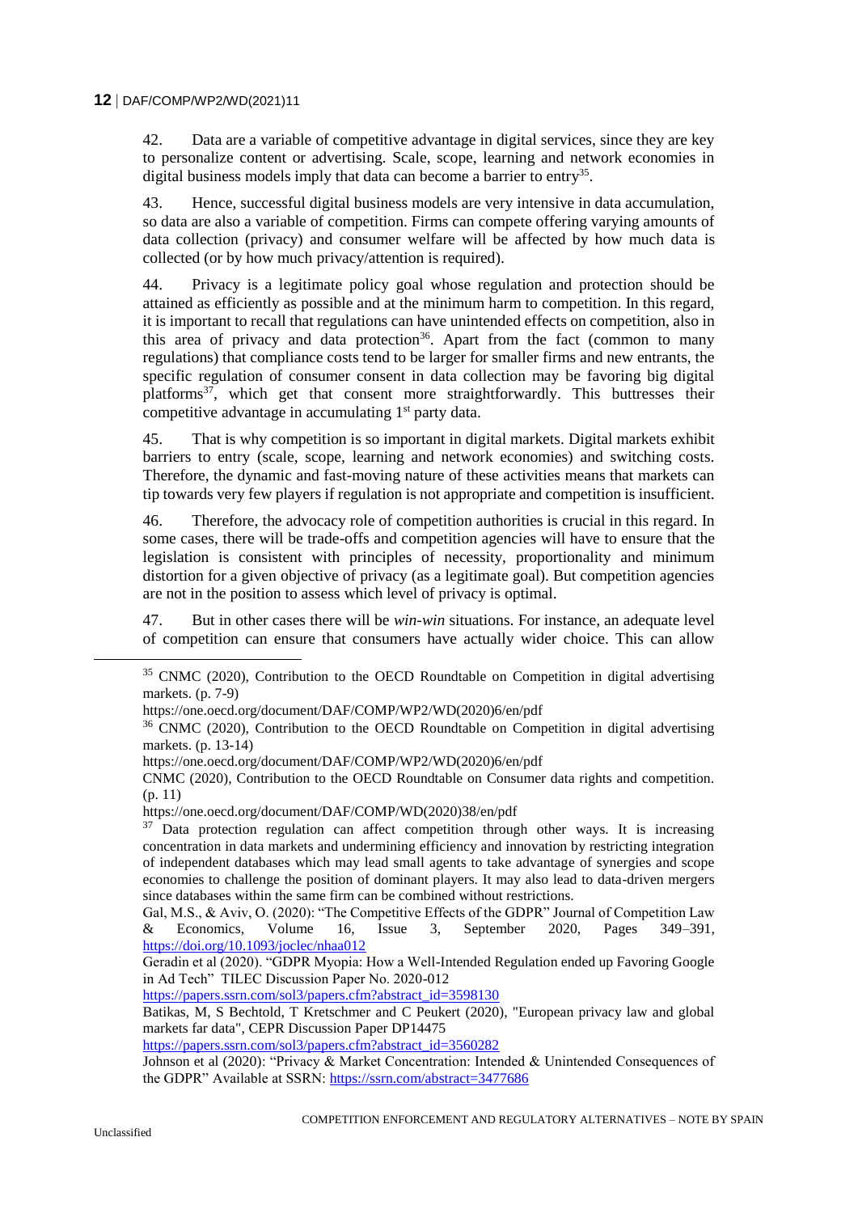42. Data are a variable of competitive advantage in digital services, since they are key to personalize content or advertising. Scale, scope, learning and network economies in digital business models imply that data can become a barrier to entry[35].

43. Hence, successful digital business models are very intensive in data accumulation, so data are also a variable of competition. Firms can compete offering varying amounts of data collection (privacy) and consumer welfare will be affected by how much data is collected (or by how much privacy/attention is required).

44. Privacy is a legitimate policy goal whose regulation and protection should be attained as efficiently as possible and at the minimum harm to competition. In this regard, it is important to recall that regulations can have unintended effects on competition, also in this area of privacy and data protection[36]. Apart from the fact (common to many regulations) that compliance costs tend to be larger for smaller firms and new entrants, the specific regulation of consumer consent in data collection may be favoring big digital platforms[37], which get that consent more straightforwardly. This buttresses their competitive advantage in accumulating 1st party data.

45. That is why competition is so important in digital markets. Digital markets exhibit barriers to entry (scale, scope, learning and network economies) and switching costs. Therefore, the dynamic and fast-moving nature of these activities means that markets can tip towards very few players if regulation is not appropriate and competition is insufficient.

46. Therefore, the advocacy role of competition authorities is crucial in this regard. In some cases, there will be trade-offs and competition agencies will have to ensure that the legislation is consistent with principles of necessity, proportionality and minimum distortion for a given objective of privacy (as a legitimate goal). But competition agencies are not in the position to assess which level of privacy is optimal.

47. But in other cases there will be *win-win* situations. For instance, an adequate level of competition can ensure that consumers have actually wider choice. This can allow

---

[35] CNMC (2020), Contribution to the OECD Roundtable on Competition in digital advertising markets. (p. 7-9)
https://one.oecd.org/document/DAF/COMP/WP2/WD(2020)6/en/pdf

[36] CNMC (2020), Contribution to the OECD Roundtable on Competition in digital advertising markets. (p. 13-14)
https://one.oecd.org/document/DAF/COMP/WP2/WD(2020)6/en/pdf
CNMC (2020), Contribution to the OECD Roundtable on Consumer data rights and competition. (p. 11)
https://one.oecd.org/document/DAF/COMP/WD(2020)38/en/pdf

[37] Data protection regulation can affect competition through other ways. It is increasing concentration in data markets and undermining efficiency and innovation by restricting integration of independent databases which may lead small agents to take advantage of synergies and scope economies to challenge the position of dominant players. It may also lead to data-driven mergers since databases within the same firm can be combined without restrictions.
Gal, M.S., & Aviv, O. (2020): "The Competitive Effects of the GDPR" Journal of Competition Law & Economics, Volume 16, Issue 3, September 2020, Pages 349–391, https://doi.org/10.1093/joclec/nhaa012
Geradin et al (2020). "GDPR Myopia: How a Well-Intended Regulation ended up Favoring Google in Ad Tech" TILEC Discussion Paper No. 2020-012
https://papers.ssrn.com/sol3/papers.cfm?abstract_id=3598130
Batikas, M, S Bechtold, T Kretschmer and C Peukert (2020), "European privacy law and global markets far data", CEPR Discussion Paper DP14475
https://papers.ssrn.com/sol3/papers.cfm?abstract_id=3560282
Johnson et al (2020): "Privacy & Market Concentration: Intended & Unintended Consequences of the GDPR" Available at SSRN: https://ssrn.com/abstract=3477686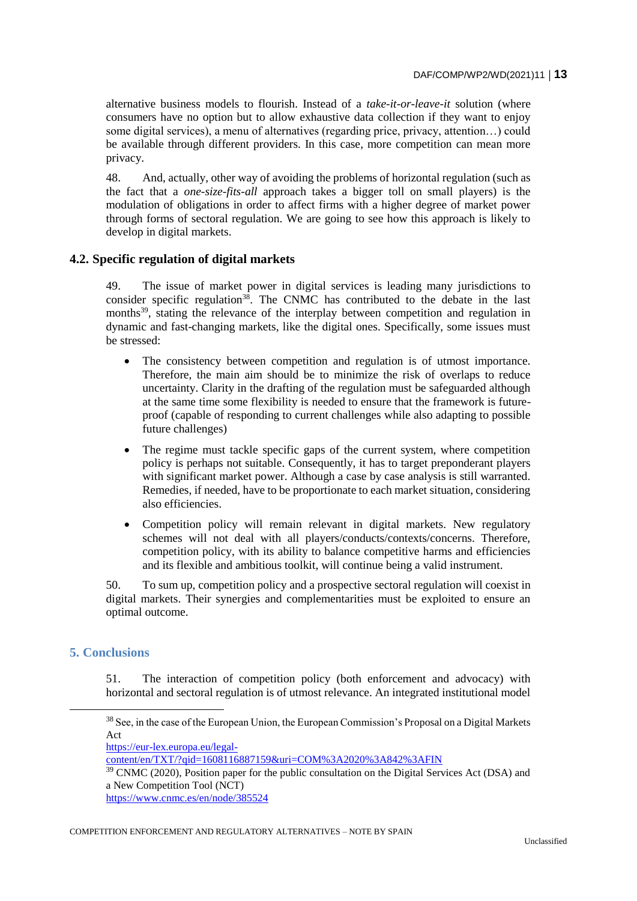alternative business models to flourish. Instead of a *take-it-or-leave-it* solution (where consumers have no option but to allow exhaustive data collection if they want to enjoy some digital services), a menu of alternatives (regarding price, privacy, attention…) could be available through different providers. In this case, more competition can mean more privacy.

48. And, actually, other way of avoiding the problems of horizontal regulation (such as the fact that a *one-size-fits-all* approach takes a bigger toll on small players) is the modulation of obligations in order to affect firms with a higher degree of market power through forms of sectoral regulation. We are going to see how this approach is likely to develop in digital markets.

### 4.2. Specific regulation of digital markets

49. The issue of market power in digital services is leading many jurisdictions to consider specific regulation[38]. The CNMC has contributed to the debate in the last months[39], stating the relevance of the interplay between competition and regulation in dynamic and fast-changing markets, like the digital ones. Specifically, some issues must be stressed:

- The consistency between competition and regulation is of utmost importance. Therefore, the main aim should be to minimize the risk of overlaps to reduce uncertainty. Clarity in the drafting of the regulation must be safeguarded although at the same time some flexibility is needed to ensure that the framework is future-proof (capable of responding to current challenges while also adapting to possible future challenges)
- The regime must tackle specific gaps of the current system, where competition policy is perhaps not suitable. Consequently, it has to target preponderant players with significant market power. Although a case by case analysis is still warranted. Remedies, if needed, have to be proportionate to each market situation, considering also efficiencies.
- Competition policy will remain relevant in digital markets. New regulatory schemes will not deal with all players/conducts/contexts/concerns. Therefore, competition policy, with its ability to balance competitive harms and efficiencies and its flexible and ambitious toolkit, will continue being a valid instrument.

50. To sum up, competition policy and a prospective sectoral regulation will coexist in digital markets. Their synergies and complementarities must be exploited to ensure an optimal outcome.

## 5. Conclusions

51. The interaction of competition policy (both enforcement and advocacy) with horizontal and sectoral regulation is of utmost relevance. An integrated institutional model

---

[38] See, in the case of the European Union, the European Commission's Proposal on a Digital Markets Act
https://eur-lex.europa.eu/legal-content/en/TXT/?qid=1608116887159&uri=COM%3A2020%3A842%3AFIN

[39] CNMC (2020), Position paper for the public consultation on the Digital Services Act (DSA) and a New Competition Tool (NCT)
https://www.cnmc.es/en/node/385524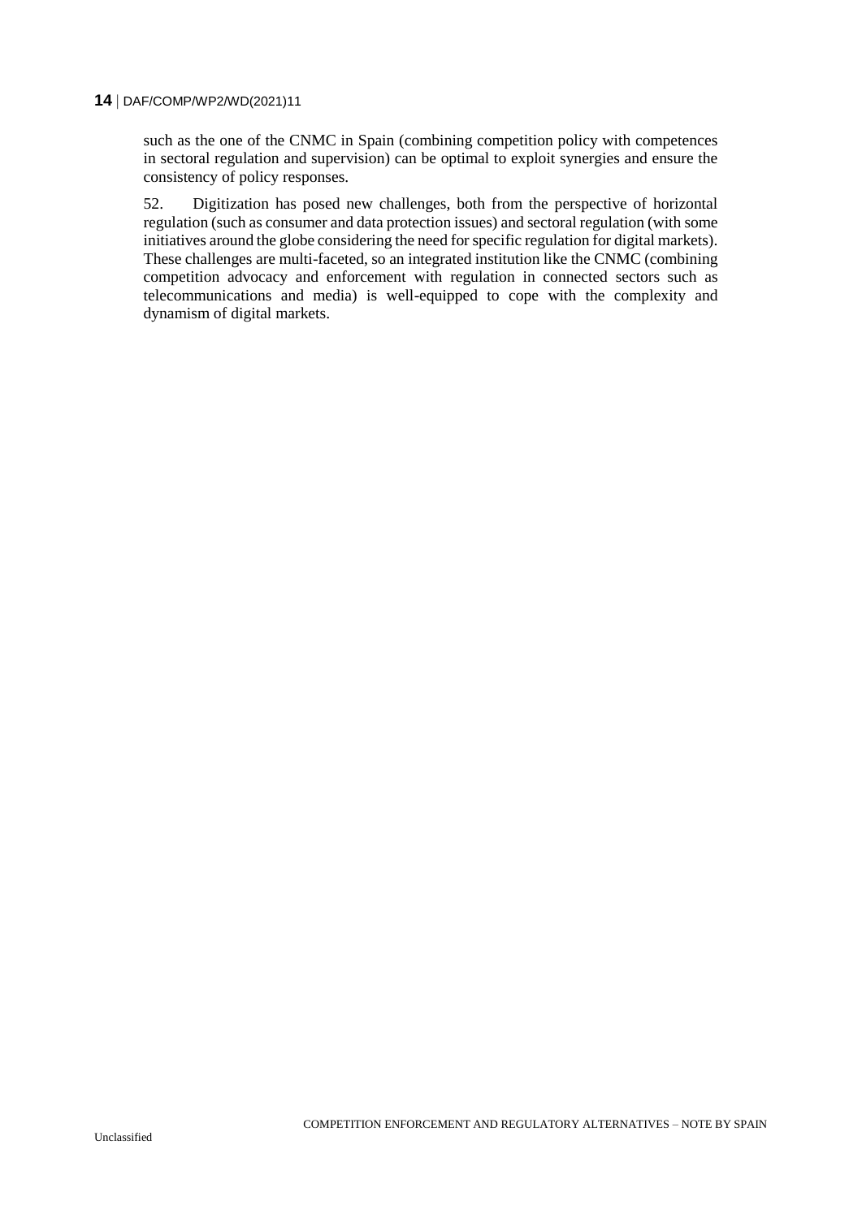such as the one of the CNMC in Spain (combining competition policy with competences in sectoral regulation and supervision) can be optimal to exploit synergies and ensure the consistency of policy responses.

52. Digitization has posed new challenges, both from the perspective of horizontal regulation (such as consumer and data protection issues) and sectoral regulation (with some initiatives around the globe considering the need for specific regulation for digital markets). These challenges are multi-faceted, so an integrated institution like the CNMC (combining competition advocacy and enforcement with regulation in connected sectors such as telecommunications and media) is well-equipped to cope with the complexity and dynamism of digital markets.